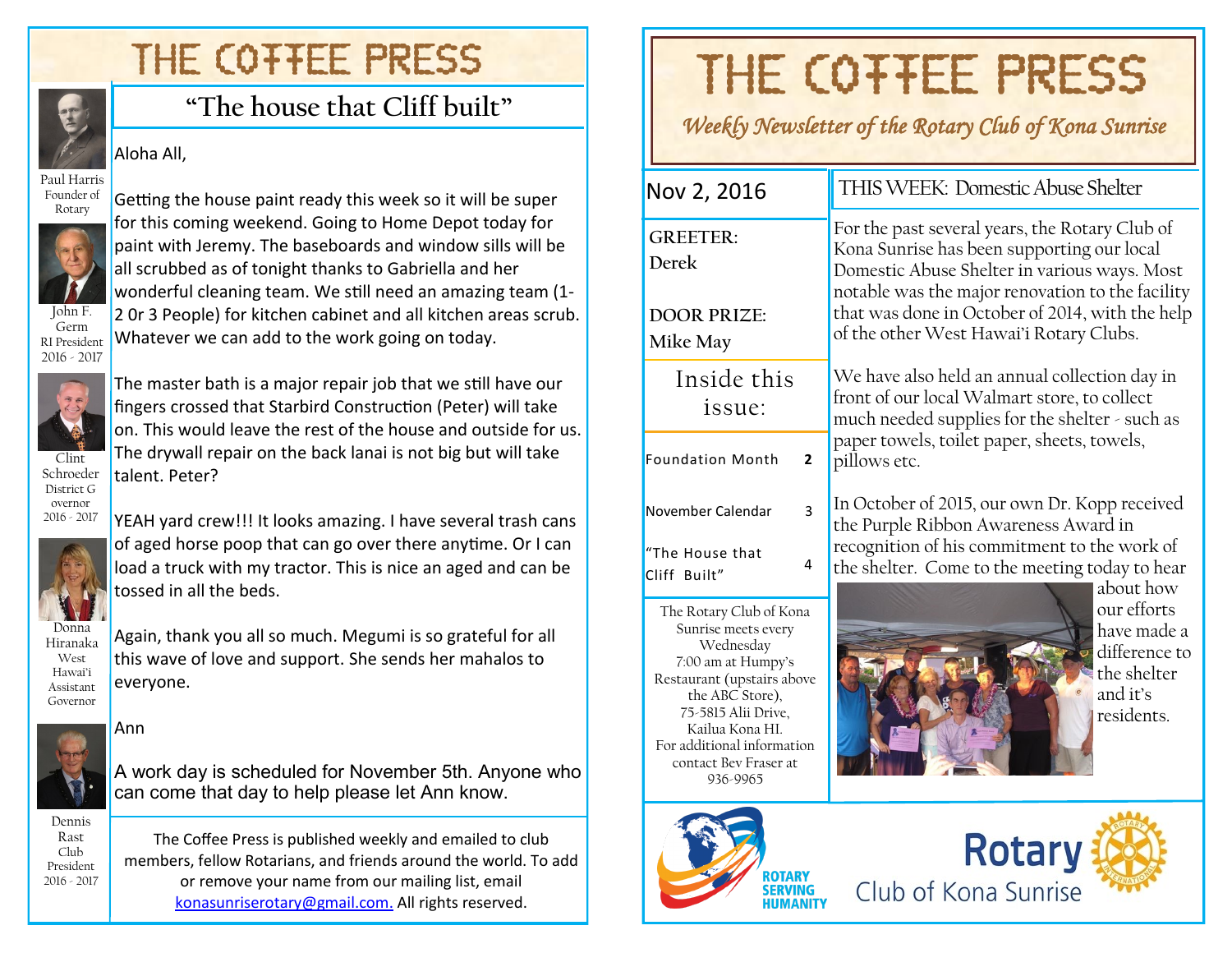# THE COFFEE PRESS

Paul Harris
Founder of Rotary

John F. Germ
RI President
2016 - 2017

Clint Schroeder
District Governor
2016 - 2017

Donna Hiranaka
West Hawai'i Assistant Governor

Dennis Rast
Club President
2016 - 2017

## "The house that Cliff built"

Aloha All,

Getting the house paint ready this week so it will be super for this coming weekend. Going to Home Depot today for paint with Jeremy. The baseboards and window sills will be all scrubbed as of tonight thanks to Gabriella and her wonderful cleaning team. We still need an amazing team (1-2 0r 3 People) for kitchen cabinet and all kitchen areas scrub. Whatever we can add to the work going on today.

The master bath is a major repair job that we still have our fingers crossed that Starbird Construction (Peter) will take on. This would leave the rest of the house and outside for us. The drywall repair on the back lanai is not big but will take talent. Peter?

YEAH yard crew!!! It looks amazing. I have several trash cans of aged horse poop that can go over there anytime. Or I can load a truck with my tractor. This is nice an aged and can be tossed in all the beds.

Again, thank you all so much. Megumi is so grateful for all this wave of love and support. She sends her mahalos to everyone.

Ann

A work day is scheduled for November 5th. Anyone who can come that day to help please let Ann know.

The Coffee Press is published weekly and emailed to club members, fellow Rotarians, and friends around the world. To add or remove your name from our mailing list, email konasunriserotary@gmail.com. All rights reserved.

# THE COFFEE PRESS

*Weekly Newsletter of the Rotary Club of Kona Sunrise*

Nov 2, 2016

**GREETER:**
**Derek**

**DOOR PRIZE:**
**Mike May**

### Inside this issue:

| | |
|---|---|
| Foundation Month | 2 |
| November Calendar | 3 |
| "The House that Cliff Built" | 4 |

The Rotary Club of Kona Sunrise meets every Wednesday 7:00 am at Humpy's Restaurant (upstairs above the ABC Store), 75-5815 Alii Drive, Kailua Kona HI. For additional information contact Bev Fraser at 936-9965

## THIS WEEK: Domestic Abuse Shelter

For the past several years, the Rotary Club of Kona Sunrise has been supporting our local Domestic Abuse Shelter in various ways. Most notable was the major renovation to the facility that was done in October of 2014, with the help of the other West Hawai'i Rotary Clubs.

We have also held an annual collection day in front of our local Walmart store, to collect much needed supplies for the shelter - such as paper towels, toilet paper, sheets, towels, pillows etc.

In October of 2015, our own Dr. Kopp received the Purple Ribbon Awareness Award in recognition of his commitment to the work of the shelter. Come to the meeting today to hear about how our efforts have made a difference to the shelter and it's residents.

ROTARY SERVING HUMANITY

Rotary Club of Kona Sunrise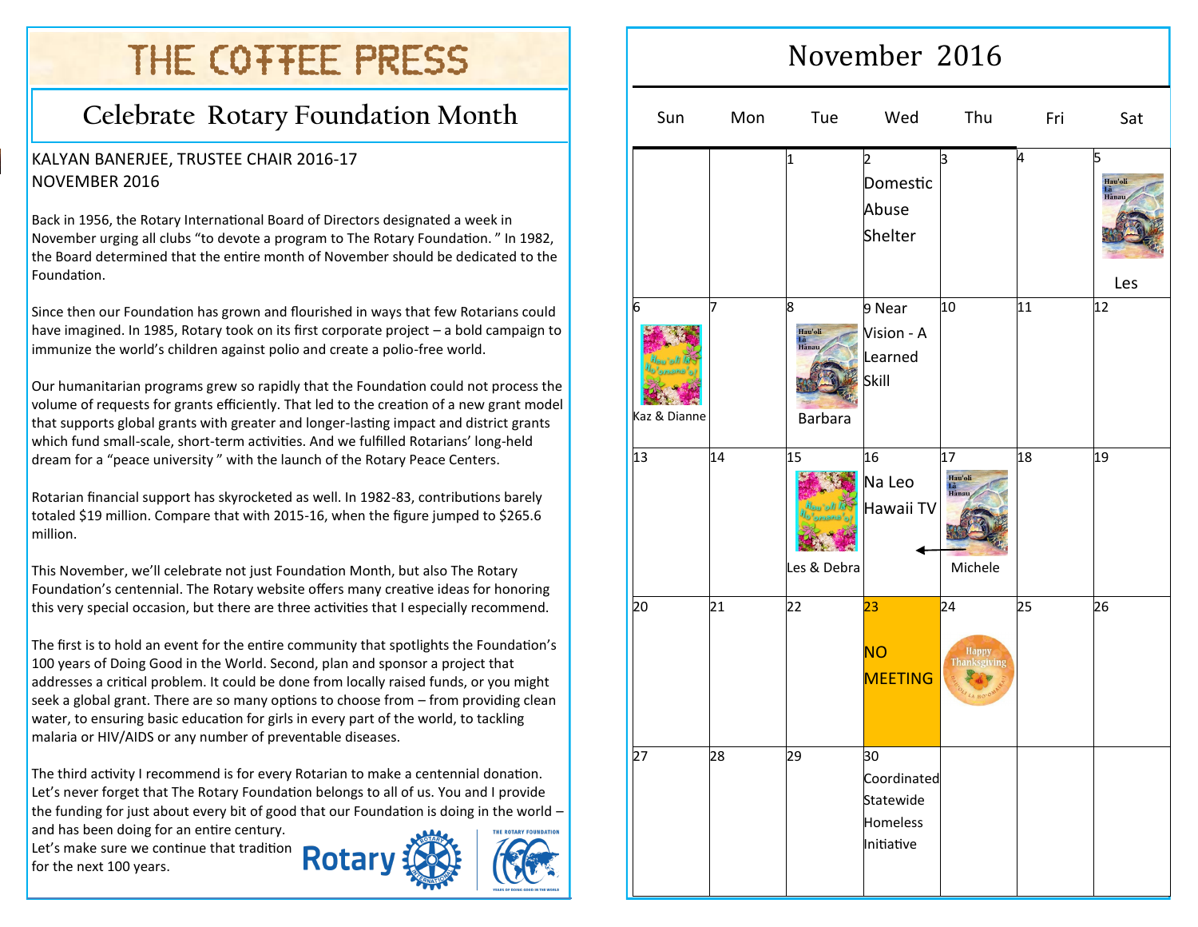# THE COFFEE PRESS

## Celebrate Rotary Foundation Month

KALYAN BANERJEE, TRUSTEE CHAIR 2016-17
NOVEMBER 2016

Back in 1956, the Rotary International Board of Directors designated a week in November urging all clubs “to devote a program to The Rotary Foundation. ” In 1982, the Board determined that the entire month of November should be dedicated to the Foundation.

Since then our Foundation has grown and flourished in ways that few Rotarians could have imagined. In 1985, Rotary took on its first corporate project – a bold campaign to immunize the world’s children against polio and create a polio-free world.

Our humanitarian programs grew so rapidly that the Foundation could not process the volume of requests for grants efficiently. That led to the creation of a new grant model that supports global grants with greater and longer-lasting impact and district grants which fund small-scale, short-term activities. And we fulfilled Rotarians’ long-held dream for a “peace university ” with the launch of the Rotary Peace Centers.

Rotarian financial support has skyrocketed as well. In 1982-83, contributions barely totaled $19 million. Compare that with 2015-16, when the figure jumped to $265.6 million.

This November, we’ll celebrate not just Foundation Month, but also The Rotary Foundation’s centennial. The Rotary website offers many creative ideas for honoring this very special occasion, but there are three activities that I especially recommend.

The first is to hold an event for the entire community that spotlights the Foundation’s 100 years of Doing Good in the World. Second, plan and sponsor a project that addresses a critical problem. It could be done from locally raised funds, or you might seek a global grant. There are so many options to choose from – from providing clean water, to ensuring basic education for girls in every part of the world, to tackling malaria or HIV/AIDS or any number of preventable diseases.

The third activity I recommend is for every Rotarian to make a centennial donation. Let’s never forget that The Rotary Foundation belongs to all of us. You and I provide the funding for just about every bit of good that our Foundation is doing in the world – and has been doing for an entire century.
Let’s make sure we continue that tradition for the next 100 years.

## November 2016

| Sun | Mon | Tue | Wed | Thu | Fri | Sat |
|---|---|---|---|---|---|---|
| | | 1 | 2 Domestic Abuse Shelter | 3 | 4 | 5 Hau'oli Lā Hānau — Les |
| 6 Hau'oli Lā Ho'omana'o — Kaz & Dianne | 7 | 8 Hau'oli Lā Hānau — Barbara | 9 Near Vision - A Learned Skill | 10 | 11 | 12 |
| 13 | 14 | 15 Hau'oli Lā Ho'omana'o — Les & Debra | 16 Na Leo Hawaii TV | 17 Hau'oli Lā Hānau — Michele | 18 | 19 |
| 20 | 21 | 22 | 23 NO MEETING | 24 Happy Thanksgiving | 25 | 26 |
| 27 | 28 | 29 | 30 Coordinated Statewide Homeless Initiative | | | |